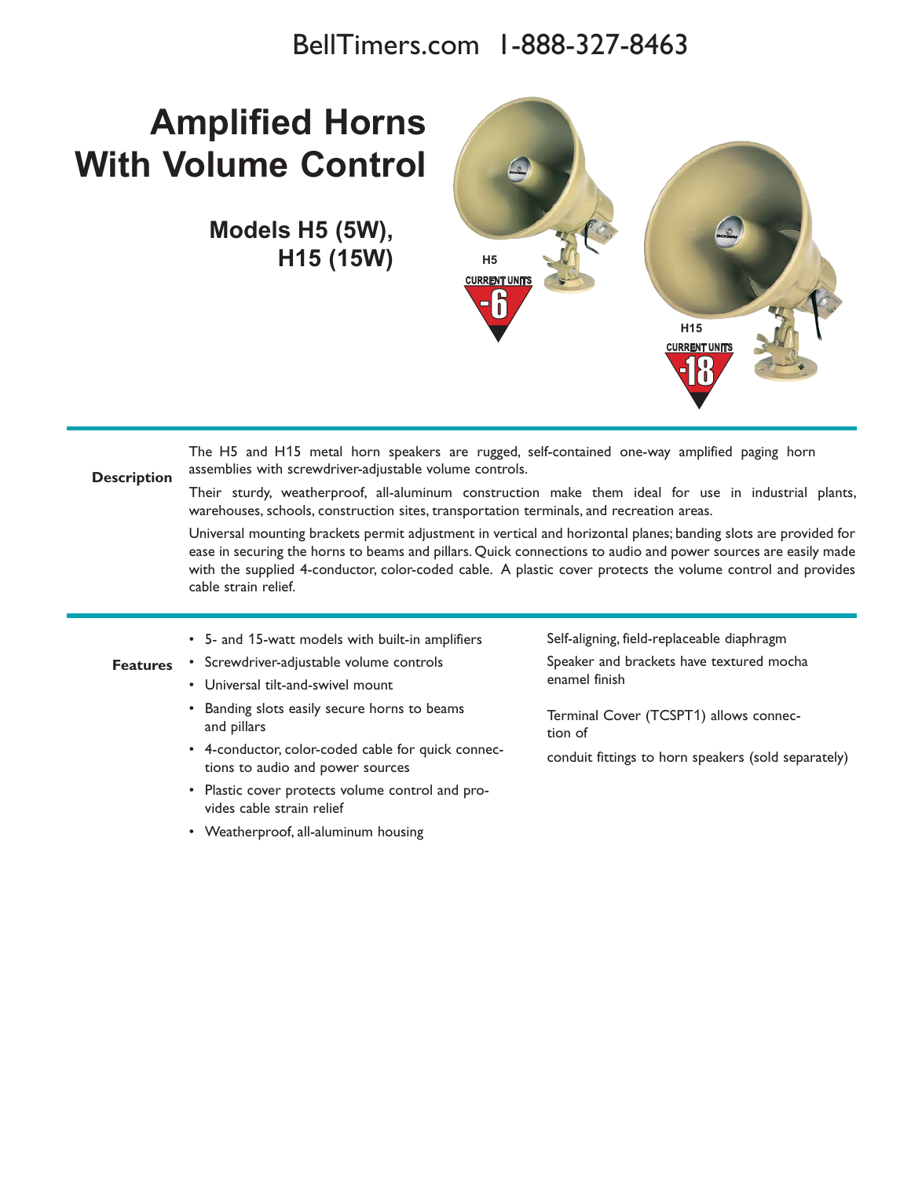BellTimers.com 1-888-327-8463

# Amplified Horns With Volume Control

## Models H5 (5W), H15 (15W)

H5

CURRENT UNITS -6

H15

CURRENT UNITS -18

### Description

The H5 and H15 metal horn speakers are rugged, self-contained one-way amplified paging horn assemblies with screwdriver-adjustable volume controls.

Their sturdy, weatherproof, all-aluminum construction make them ideal for use in industrial plants, warehouses, schools, construction sites, transportation terminals, and recreation areas.

Universal mounting brackets permit adjustment in vertical and horizontal planes; banding slots are provided for ease in securing the horns to beams and pillars. Quick connections to audio and power sources are easily made with the supplied 4-conductor, color-coded cable. A plastic cover protects the volume control and provides cable strain relief.

### Features

- 5- and 15-watt models with built-in amplifiers
- Screwdriver-adjustable volume controls
- Universal tilt-and-swivel mount
- Banding slots easily secure horns to beams and pillars
- 4-conductor, color-coded cable for quick connections to audio and power sources
- Plastic cover protects volume control and provides cable strain relief
- Weatherproof, all-aluminum housing

Self-aligning, field-replaceable diaphragm

Speaker and brackets have textured mocha enamel finish

Terminal Cover (TCSPT1) allows connection of

conduit fittings to horn speakers (sold separately)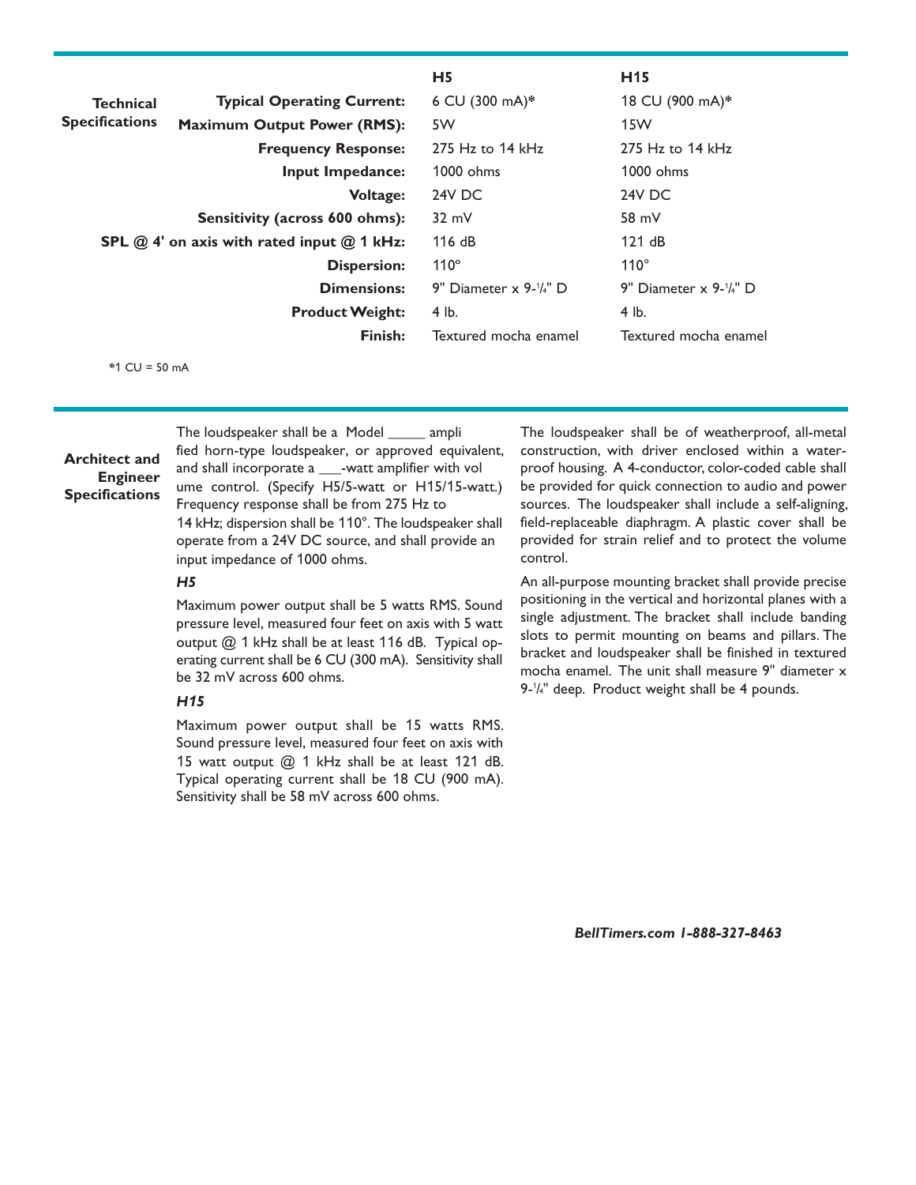## Technical Specifications

| | H5 | H15 |
|---|---|---|
| **Typical Operating Current:** | 6 CU (300 mA)* | 18 CU (900 mA)* |
| **Maximum Output Power (RMS):** | 5W | 15W |
| **Frequency Response:** | 275 Hz to 14 kHz | 275 Hz to 14 kHz |
| **Input Impedance:** | 1000 ohms | 1000 ohms |
| **Voltage:** | 24V DC | 24V DC |
| **Sensitivity (across 600 ohms):** | 32 mV | 58 mV |
| **SPL @ 4' on axis with rated input @ 1 kHz:** | 116 dB | 121 dB |
| **Dispersion:** | 110° | 110° |
| **Dimensions:** | 9" Diameter x 9-1/4" D | 9" Diameter x 9-1/4" D |
| **Product Weight:** | 4 lb. | 4 lb. |
| **Finish:** | Textured mocha enamel | Textured mocha enamel |

*1 CU = 50 mA

## Architect and Engineer Specifications

The loudspeaker shall be a Model _____ amplified horn-type loudspeaker, or approved equivalent, and shall incorporate a ___-watt amplifier with volume control. (Specify H5/5-watt or H15/15-watt.) Frequency response shall be from 275 Hz to 14 kHz; dispersion shall be 110°. The loudspeaker shall operate from a 24V DC source, and shall provide an input impedance of 1000 ohms.

***H5***

Maximum power output shall be 5 watts RMS. Sound pressure level, measured four feet on axis with 5 watt output @ 1 kHz shall be at least 116 dB. Typical operating current shall be 6 CU (300 mA). Sensitivity shall be 32 mV across 600 ohms.

***H15***

Maximum power output shall be 15 watts RMS. Sound pressure level, measured four feet on axis with 15 watt output @ 1 kHz shall be at least 121 dB. Typical operating current shall be 18 CU (900 mA). Sensitivity shall be 58 mV across 600 ohms.

The loudspeaker shall be of weatherproof, all-metal construction, with driver enclosed within a waterproof housing. A 4-conductor, color-coded cable shall be provided for quick connection to audio and power sources. The loudspeaker shall include a self-aligning, field-replaceable diaphragm. A plastic cover shall be provided for strain relief and to protect the volume control.

An all-purpose mounting bracket shall provide precise positioning in the vertical and horizontal planes with a single adjustment. The bracket shall include banding slots to permit mounting on beams and pillars. The bracket and loudspeaker shall be finished in textured mocha enamel. The unit shall measure 9" diameter x 9-1/4" deep. Product weight shall be 4 pounds.

***BellTimers.com 1-888-327-8463***